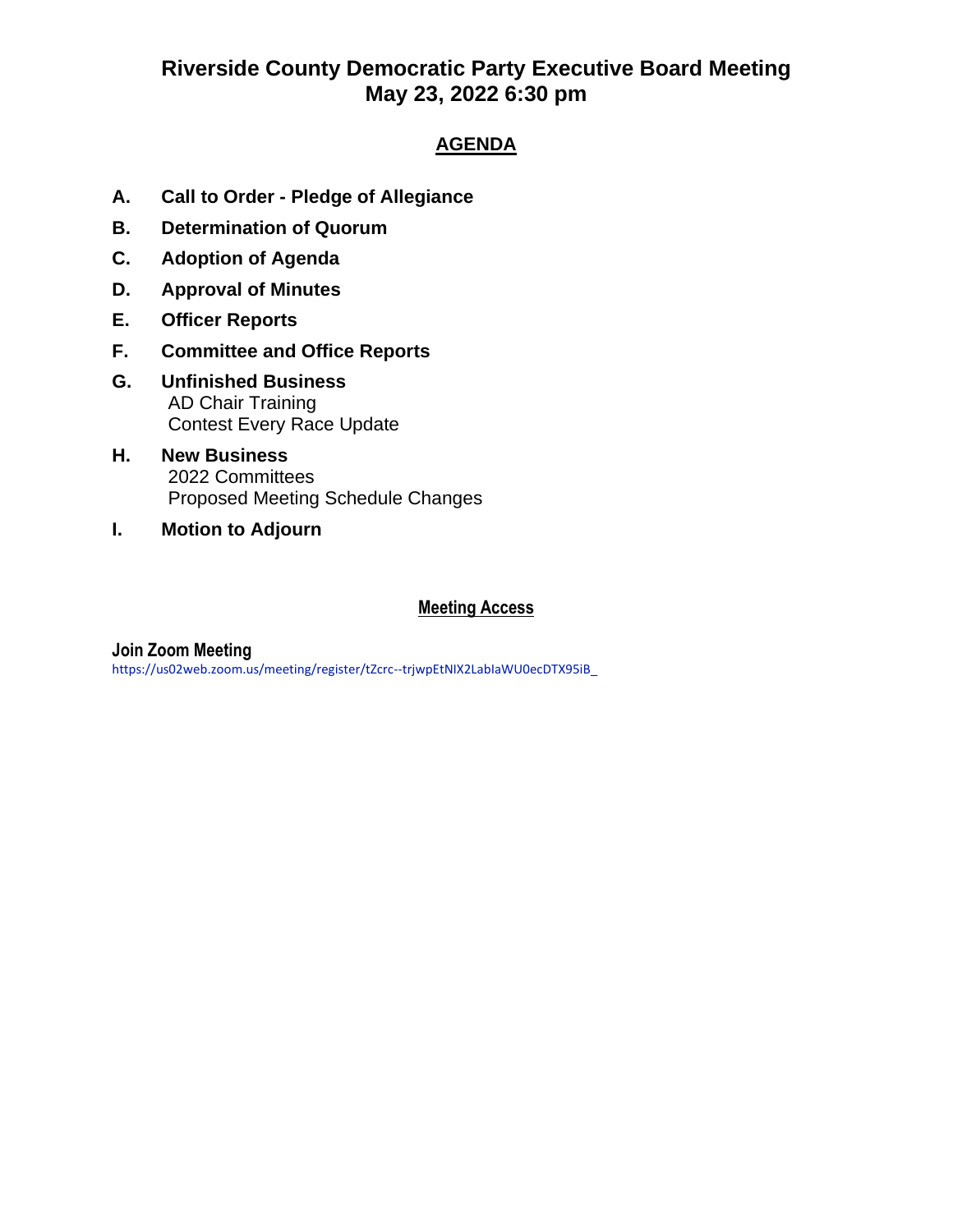# Riverside County Democratic Party Executive Board Meeting
# May 23, 2022 6:30 pm

## AGENDA

**A. Call to Order - Pledge of Allegiance**

**B. Determination of Quorum**

**C. Adoption of Agenda**

**D. Approval of Minutes**

**E. Officer Reports**

**F. Committee and Office Reports**

**G. Unfinished Business**
- AD Chair Training
- Contest Every Race Update

**H. New Business**
- 2022 Committees
- Proposed Meeting Schedule Changes

**I. Motion to Adjourn**

## Meeting Access

**Join Zoom Meeting**

https://us02web.zoom.us/meeting/register/tZcrc--trjwpEtNIX2LabIaWU0ecDTX95iB_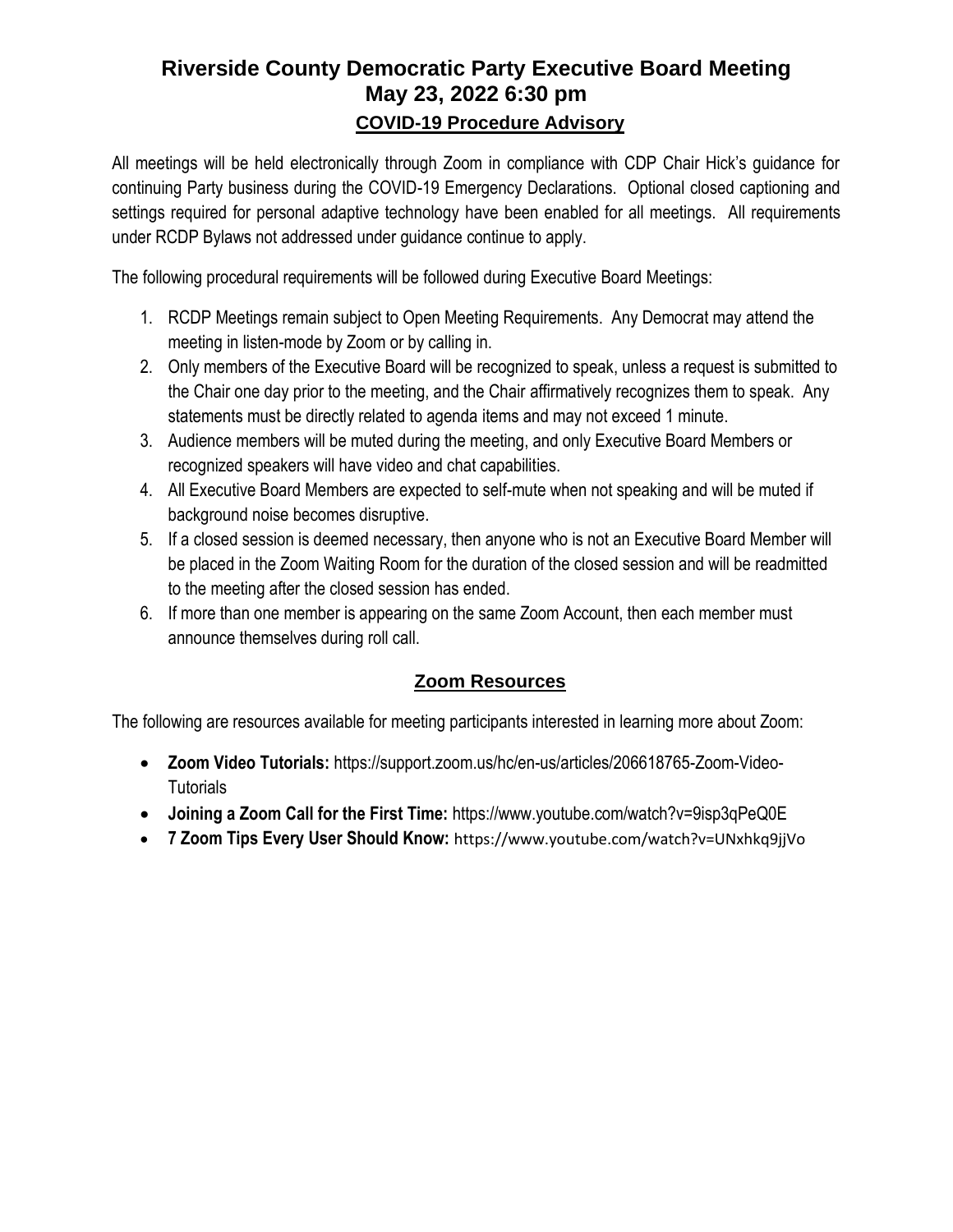# Riverside County Democratic Party Executive Board Meeting
# May 23, 2022 6:30 pm

## COVID-19 Procedure Advisory

All meetings will be held electronically through Zoom in compliance with CDP Chair Hick's guidance for continuing Party business during the COVID-19 Emergency Declarations. Optional closed captioning and settings required for personal adaptive technology have been enabled for all meetings. All requirements under RCDP Bylaws not addressed under guidance continue to apply.

The following procedural requirements will be followed during Executive Board Meetings:

1. RCDP Meetings remain subject to Open Meeting Requirements. Any Democrat may attend the meeting in listen-mode by Zoom or by calling in.
2. Only members of the Executive Board will be recognized to speak, unless a request is submitted to the Chair one day prior to the meeting, and the Chair affirmatively recognizes them to speak. Any statements must be directly related to agenda items and may not exceed 1 minute.
3. Audience members will be muted during the meeting, and only Executive Board Members or recognized speakers will have video and chat capabilities.
4. All Executive Board Members are expected to self-mute when not speaking and will be muted if background noise becomes disruptive.
5. If a closed session is deemed necessary, then anyone who is not an Executive Board Member will be placed in the Zoom Waiting Room for the duration of the closed session and will be readmitted to the meeting after the closed session has ended.
6. If more than one member is appearing on the same Zoom Account, then each member must announce themselves during roll call.

## Zoom Resources

The following are resources available for meeting participants interested in learning more about Zoom:

- **Zoom Video Tutorials:** https://support.zoom.us/hc/en-us/articles/206618765-Zoom-Video-Tutorials
- **Joining a Zoom Call for the First Time:** https://www.youtube.com/watch?v=9isp3qPeQ0E
- **7 Zoom Tips Every User Should Know:** https://www.youtube.com/watch?v=UNxhkq9jjVo